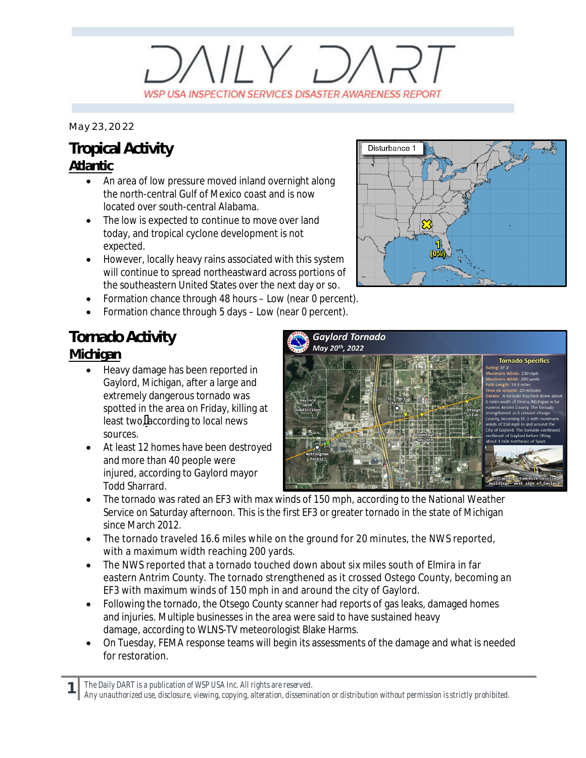# DAILY DART

WSP USA INSPECTION SERVICES DISASTER AWARENESS REPORT

May 23, 2022

## Tropical Activity

### Atlantic

- An area of low pressure moved inland overnight along the north-central Gulf of Mexico coast and is now located over south-central Alabama.
- The low is expected to continue to move over land today, and tropical cyclone development is not expected.
- However, locally heavy rains associated with this system will continue to spread northeastward across portions of the southeastern United States over the next day or so.
- Formation chance through 48 hours – Low (near 0 percent).
- Formation chance through 5 days – Low (near 0 percent).

## Tornado Activity

### Michigan

- Heavy damage has been reported in Gaylord, Michigan, after a large and extremely dangerous tornado was spotted in the area on Friday, killing at least two, according to local news sources.
- At least 12 homes have been destroyed and more than 40 people were injured, according to Gaylord mayor Todd Sharrard.
- The tornado was rated an EF3 with max winds of 150 mph, according to the National Weather Service on Saturday afternoon. This is the first EF3 or greater tornado in the state of Michigan since March 2012.
- The tornado traveled 16.6 miles while on the ground for 20 minutes, the NWS reported, with a maximum width reaching 200 yards.
- The NWS reported that a tornado touched down about six miles south of Elmira in far eastern Antrim County. The tornado strengthened as it crossed Ostego County, becoming an EF3 with maximum winds of 150 mph in and around the city of Gaylord.
- Following the tornado, the Otsego County scanner had reports of gas leaks, damaged homes and injuries. Multiple businesses in the area were said to have sustained heavy damage, according to WLNS-TV meteorologist Blake Harms.
- On Tuesday, FEMA response teams will begin its assessments of the damage and what is needed for restoration.

The Daily DART is a publication of WSP USA Inc. All rights are reserved.
Any unauthorized use, disclosure, viewing, copying, alteration, dissemination or distribution without permission is strictly prohibited.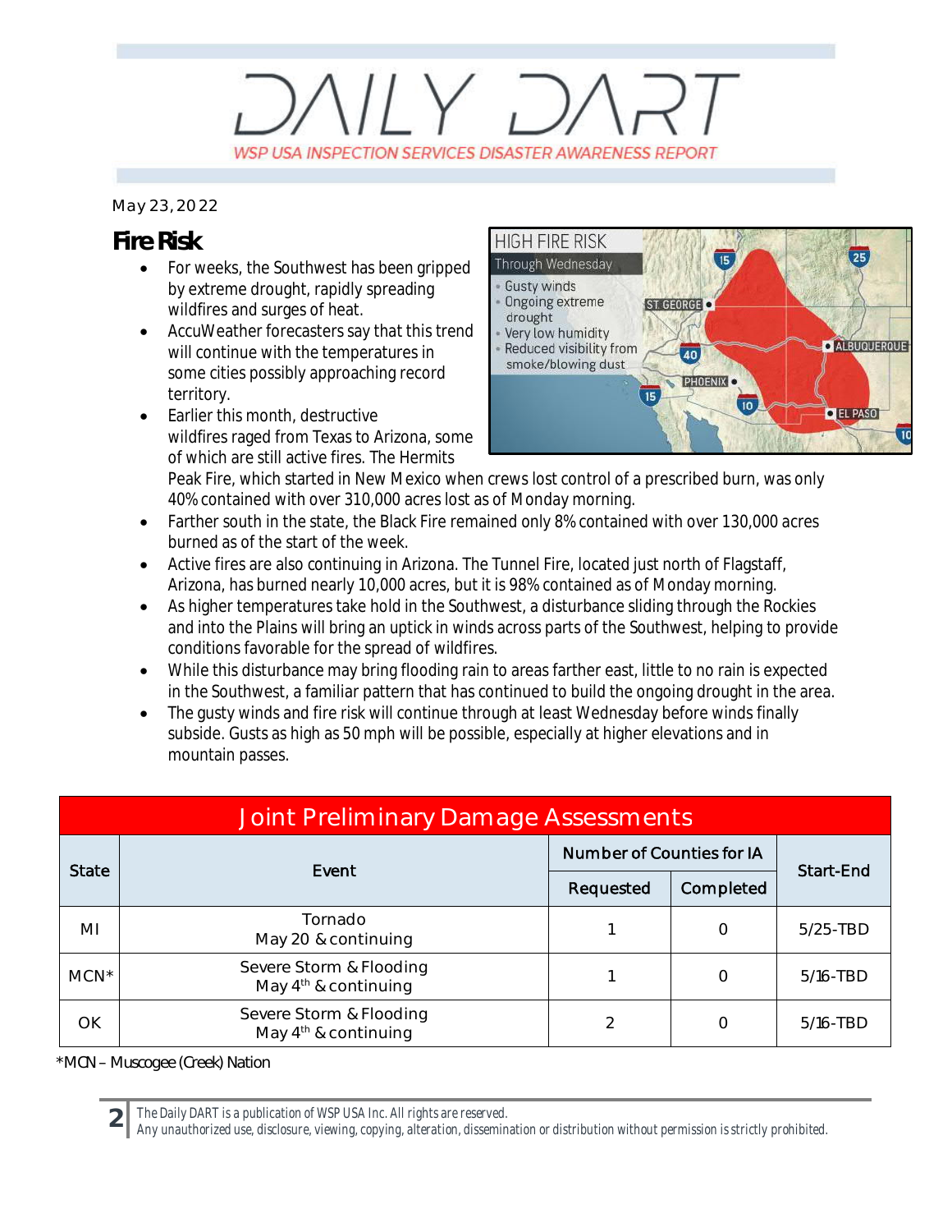# DAILY DART

WSP USA INSPECTION SERVICES DISASTER AWARENESS REPORT

May 23, 2022

## Fire Risk

- For weeks, the Southwest has been gripped by extreme drought, rapidly spreading wildfires and surges of heat.
- AccuWeather forecasters say that this trend will continue with the temperatures in some cities possibly approaching record territory.
- Earlier this month, destructive wildfires raged from Texas to Arizona, some of which are still active fires. The Hermits Peak Fire, which started in New Mexico when crews lost control of a prescribed burn, was only 40% contained with over 310,000 acres lost as of Monday morning.
- Farther south in the state, the Black Fire remained only 8% contained with over 130,000 acres burned as of the start of the week.
- Active fires are also continuing in Arizona. The Tunnel Fire, located just north of Flagstaff, Arizona, has burned nearly 10,000 acres, but it is 98% contained as of Monday morning.
- As higher temperatures take hold in the Southwest, a disturbance sliding through the Rockies and into the Plains will bring an uptick in winds across parts of the Southwest, helping to provide conditions favorable for the spread of wildfires.
- While this disturbance may bring flooding rain to areas farther east, little to no rain is expected in the Southwest, a familiar pattern that has continued to build the ongoing drought in the area.
- The gusty winds and fire risk will continue through at least Wednesday before winds finally subside. Gusts as high as 50 mph will be possible, especially at higher elevations and in mountain passes.

| Joint Preliminary Damage Assessments | | | | |
|---|---|---|---|---|
| State | Event | Number of Counties for IA | | Start-End |
| | | Requested | Completed | |
| MI | Tornado<br>May 20 & continuing | 1 | 0 | 5/25-TBD |
| MCN* | Severe Storm & Flooding<br>May 4th & continuing | 1 | 0 | 5/16-TBD |
| OK | Severe Storm & Flooding<br>May 4th & continuing | 2 | 0 | 5/16-TBD |

*MCN – Muscogee (Creek) Nation

The Daily DART is a publication of WSP USA Inc. All rights are reserved.
Any unauthorized use, disclosure, viewing, copying, alteration, dissemination or distribution without permission is strictly prohibited.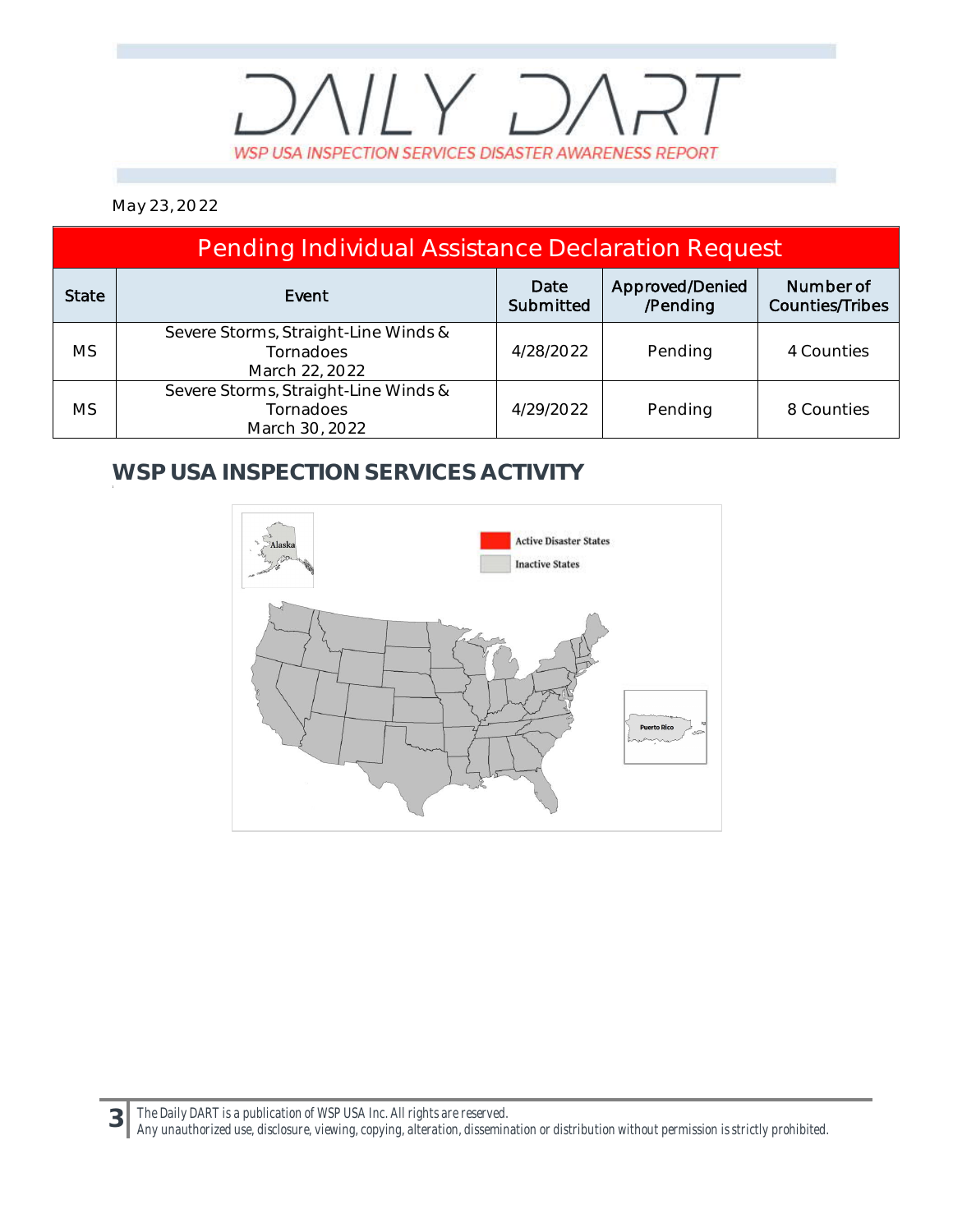# DAILY DART

WSP USA INSPECTION SERVICES DISASTER AWARENESS REPORT

May 23, 2022

## Pending Individual Assistance Declaration Request

| State | Event | Date Submitted | Approved/Denied /Pending | Number of Counties/Tribes |
|---|---|---|---|---|
| MS | Severe Storms, Straight-Line Winds & Tornadoes March 22, 2022 | 4/28/2022 | Pending | 4 Counties |
| MS | Severe Storms, Straight-Line Winds & Tornadoes March 30, 2022 | 4/29/2022 | Pending | 8 Counties |

## WSP USA INSPECTION SERVICES ACTIVITY

Active Disaster States

Inactive States

Alaska

Puerto Rico

The Daily DART is a publication of WSP USA Inc. All rights are reserved.
Any unauthorized use, disclosure, viewing, copying, alteration, dissemination or distribution without permission is strictly prohibited.